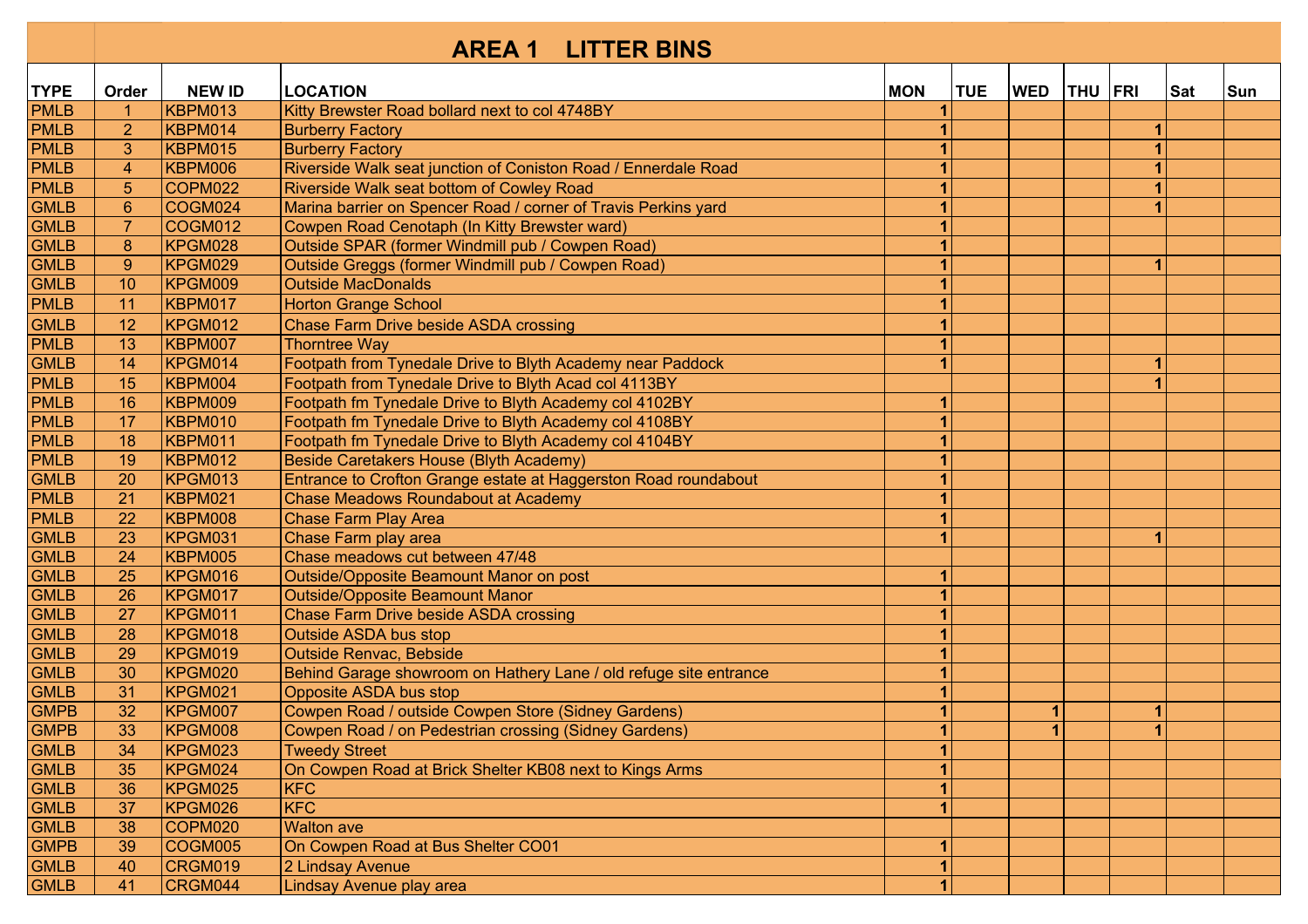# AREA 1 LITTER BINS

| TYPE | Order | NEW ID | LOCATION | MON | TUE | WED | THU | FRI | Sat | Sun |
|---|---|---|---|---|---|---|---|---|---|---|
| PMLB | 1 | KBPM013 | Kitty Brewster Road bollard next to col 4748BY | 1 | | | | | | |
| PMLB | 2 | KBPM014 | Burberry Factory | 1 | | | | 1 | | |
| PMLB | 3 | KBPM015 | Burberry Factory | 1 | | | | 1 | | |
| PMLB | 4 | KBPM006 | Riverside Walk seat junction of Coniston Road / Ennerdale Road | 1 | | | | 1 | | |
| PMLB | 5 | COPM022 | Riverside Walk seat bottom of Cowley Road | 1 | | | | 1 | | |
| GMLB | 6 | COGM024 | Marina barrier on Spencer Road / corner of Travis Perkins yard | 1 | | | | 1 | | |
| GMLB | 7 | COGM012 | Cowpen Road Cenotaph (In Kitty Brewster ward) | 1 | | | | | | |
| GMLB | 8 | KPGM028 | Outside SPAR (former Windmill pub / Cowpen Road) | 1 | | | | | | |
| GMLB | 9 | KPGM029 | Outside Greggs (former Windmill pub / Cowpen Road) | 1 | | | | 1 | | |
| GMLB | 10 | KPGM009 | Outside MacDonalds | 1 | | | | | | |
| PMLB | 11 | KBPM017 | Horton Grange School | 1 | | | | | | |
| GMLB | 12 | KPGM012 | Chase Farm Drive beside ASDA crossing | 1 | | | | | | |
| PMLB | 13 | KBPM007 | Thorntree Way | 1 | | | | | | |
| GMLB | 14 | KPGM014 | Footpath from Tynedale Drive to Blyth Academy near Paddock | 1 | | | | 1 | | |
| PMLB | 15 | KBPM004 | Footpath from Tynedale Drive to Blyth Acad col 4113BY | | | | | 1 | | |
| PMLB | 16 | KBPM009 | Footpath fm Tynedale Drive to Blyth Academy col 4102BY | 1 | | | | | | |
| PMLB | 17 | KBPM010 | Footpath fm Tynedale Drive to Blyth Academy col 4108BY | 1 | | | | | | |
| PMLB | 18 | KBPM011 | Footpath fm Tynedale Drive to Blyth Academy col 4104BY | 1 | | | | | | |
| PMLB | 19 | KBPM012 | Beside Caretakers House (Blyth Academy) | 1 | | | | | | |
| GMLB | 20 | KPGM013 | Entrance to Crofton Grange estate at Haggerston Road roundabout | 1 | | | | | | |
| PMLB | 21 | KBPM021 | Chase Meadows Roundabout at Academy | 1 | | | | | | |
| PMLB | 22 | KBPM008 | Chase Farm Play Area | 1 | | | | | | |
| GMLB | 23 | KPGM031 | Chase Farm play area | 1 | | | | 1 | | |
| GMLB | 24 | KBPM005 | Chase meadows cut between 47/48 | | | | | | | |
| GMLB | 25 | KPGM016 | Outside/Opposite Beamount Manor on post | 1 | | | | | | |
| GMLB | 26 | KPGM017 | Outside/Opposite Beamount Manor | 1 | | | | | | |
| GMLB | 27 | KPGM011 | Chase Farm Drive beside ASDA crossing | 1 | | | | | | |
| GMLB | 28 | KPGM018 | Outside ASDA bus stop | 1 | | | | | | |
| GMLB | 29 | KPGM019 | Outside Renvac, Bebside | 1 | | | | | | |
| GMLB | 30 | KPGM020 | Behind Garage showroom on Hathery Lane / old refuge site entrance | 1 | | | | | | |
| GMLB | 31 | KPGM021 | Opposite ASDA bus stop | 1 | | | | | | |
| GMPB | 32 | KPGM007 | Cowpen Road / outside Cowpen Store (Sidney Gardens) | 1 | | 1 | | 1 | | |
| GMPB | 33 | KPGM008 | Cowpen Road / on Pedestrian crossing (Sidney Gardens) | 1 | | 1 | | 1 | | |
| GMLB | 34 | KPGM023 | Tweedy Street | 1 | | | | | | |
| GMLB | 35 | KPGM024 | On Cowpen Road at Brick Shelter KB08 next to Kings Arms | 1 | | | | | | |
| GMLB | 36 | KPGM025 | KFC | 1 | | | | | | |
| GMLB | 37 | KPGM026 | KFC | 1 | | | | | | |
| GMLB | 38 | COPM020 | Walton ave | | | | | | | |
| GMPB | 39 | COGM005 | On Cowpen Road at Bus Shelter CO01 | 1 | | | | | | |
| GMLB | 40 | CRGM019 | 2 Lindsay Avenue | 1 | | | | | | |
| GMLB | 41 | CRGM044 | Lindsay Avenue play area | 1 | | | | | | |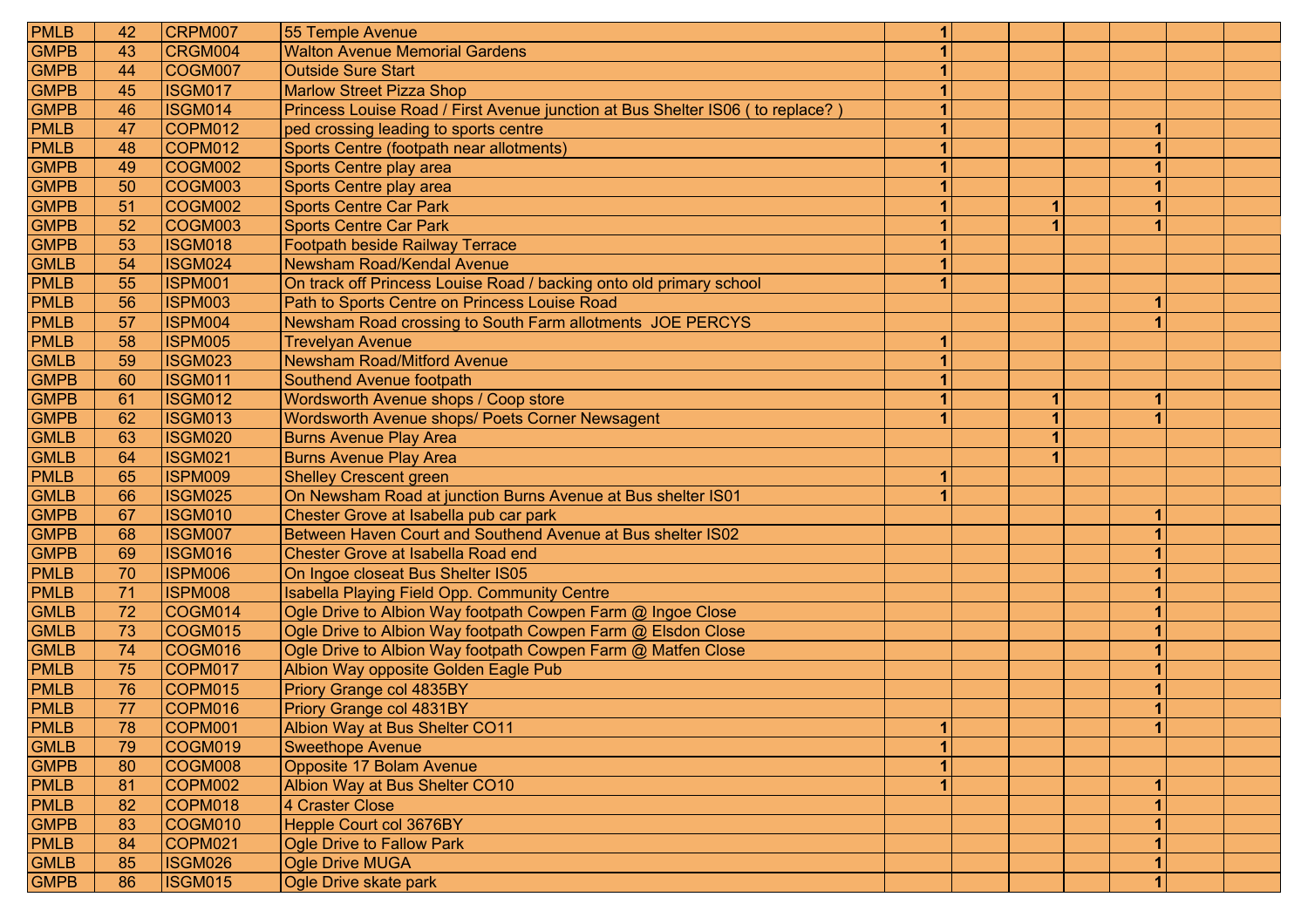| | | | | | | | | | | |
|---|---|---|---|---|---|---|---|---|---|---|
| PMLB | 42 | CRPM007 | 55 Temple Avenue | 1 | | | | | | |
| GMPB | 43 | CRGM004 | Walton Avenue Memorial Gardens | 1 | | | | | | |
| GMPB | 44 | COGM007 | Outside Sure Start | 1 | | | | | | |
| GMPB | 45 | ISGM017 | Marlow Street Pizza Shop | 1 | | | | | | |
| GMPB | 46 | ISGM014 | Princess Louise Road / First Avenue junction at Bus Shelter IS06 ( to replace? ) | 1 | | | | | | |
| PMLB | 47 | COPM012 | ped crossing leading to sports centre | 1 | | | | 1 | | |
| PMLB | 48 | COPM012 | Sports Centre (footpath near allotments) | 1 | | | | 1 | | |
| GMPB | 49 | COGM002 | Sports Centre play area | 1 | | | | 1 | | |
| GMPB | 50 | COGM003 | Sports Centre play area | 1 | | | | 1 | | |
| GMPB | 51 | COGM002 | Sports Centre Car Park | 1 | | 1 | | 1 | | |
| GMPB | 52 | COGM003 | Sports Centre Car Park | 1 | | 1 | | 1 | | |
| GMPB | 53 | ISGM018 | Footpath beside Railway Terrace | 1 | | | | | | |
| GMLB | 54 | ISGM024 | Newsham Road/Kendal Avenue | 1 | | | | | | |
| PMLB | 55 | ISPM001 | On track off Princess Louise Road / backing onto old primary school | 1 | | | | | | |
| PMLB | 56 | ISPM003 | Path to Sports Centre on Princess Louise Road | | | | | 1 | | |
| PMLB | 57 | ISPM004 | Newsham Road crossing to South Farm allotments JOE PERCYS | | | | | 1 | | |
| PMLB | 58 | ISPM005 | Trevelyan Avenue | 1 | | | | | | |
| GMLB | 59 | ISGM023 | Newsham Road/Mitford Avenue | 1 | | | | | | |
| GMPB | 60 | ISGM011 | Southend Avenue footpath | 1 | | | | | | |
| GMPB | 61 | ISGM012 | Wordsworth Avenue shops / Coop store | 1 | | 1 | | 1 | | |
| GMPB | 62 | ISGM013 | Wordsworth Avenue shops/ Poets Corner Newsagent | 1 | | 1 | | 1 | | |
| GMLB | 63 | ISGM020 | Burns Avenue Play Area | | | 1 | | | | |
| GMLB | 64 | ISGM021 | Burns Avenue Play Area | | | 1 | | | | |
| PMLB | 65 | ISPM009 | Shelley Crescent green | 1 | | | | | | |
| GMLB | 66 | ISGM025 | On Newsham Road at junction Burns Avenue at Bus shelter IS01 | 1 | | | | | | |
| GMPB | 67 | ISGM010 | Chester Grove at Isabella pub car park | | | | | 1 | | |
| GMPB | 68 | ISGM007 | Between Haven Court and Southend Avenue at Bus shelter IS02 | | | | | 1 | | |
| GMPB | 69 | ISGM016 | Chester Grove at Isabella Road end | | | | | 1 | | |
| PMLB | 70 | ISPM006 | On Ingoe closeat Bus Shelter IS05 | | | | | 1 | | |
| PMLB | 71 | ISPM008 | Isabella Playing Field Opp. Community Centre | | | | | 1 | | |
| GMLB | 72 | COGM014 | Ogle Drive to Albion Way footpath Cowpen Farm @ Ingoe Close | | | | | 1 | | |
| GMLB | 73 | COGM015 | Ogle Drive to Albion Way footpath Cowpen Farm @ Elsdon Close | | | | | 1 | | |
| GMLB | 74 | COGM016 | Ogle Drive to Albion Way footpath Cowpen Farm @ Matfen Close | | | | | 1 | | |
| PMLB | 75 | COPM017 | Albion Way opposite Golden Eagle Pub | | | | | 1 | | |
| PMLB | 76 | COPM015 | Priory Grange col 4835BY | | | | | 1 | | |
| PMLB | 77 | COPM016 | Priory Grange col 4831BY | | | | | 1 | | |
| PMLB | 78 | COPM001 | Albion Way at Bus Shelter CO11 | 1 | | | | 1 | | |
| GMLB | 79 | COGM019 | Sweethope Avenue | 1 | | | | | | |
| GMPB | 80 | COGM008 | Opposite 17 Bolam Avenue | 1 | | | | | | |
| PMLB | 81 | COPM002 | Albion Way at Bus Shelter CO10 | 1 | | | | 1 | | |
| PMLB | 82 | COPM018 | 4 Craster Close | | | | | 1 | | |
| GMPB | 83 | COGM010 | Hepple Court col 3676BY | | | | | 1 | | |
| PMLB | 84 | COPM021 | Ogle Drive to Fallow Park | | | | | 1 | | |
| GMLB | 85 | ISGM026 | Ogle Drive MUGA | | | | | 1 | | |
| GMPB | 86 | ISGM015 | Ogle Drive skate park | | | | | 1 | | |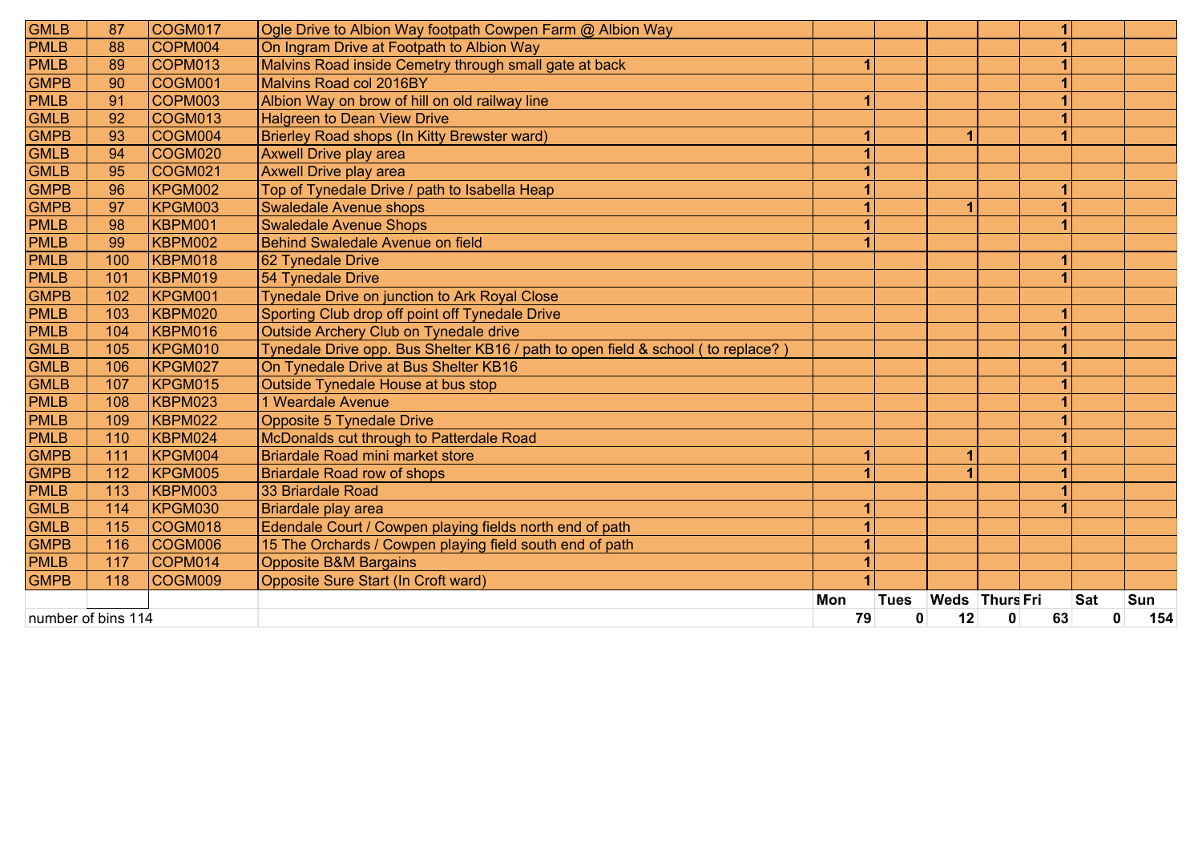| GMLB | 87 | COGM017 | Ogle Drive to Albion Way footpath Cowpen Farm @ Albion Way | | | | | 1 | | |
|---|---|---|---|---|---|---|---|---|---|---|
| PMLB | 88 | COPM004 | On Ingram Drive at Footpath to Albion Way | | | | | 1 | | |
| PMLB | 89 | COPM013 | Malvins Road inside Cemetry through small gate at back | 1 | | | | 1 | | |
| GMPB | 90 | COGM001 | Malvins Road col 2016BY | | | | | 1 | | |
| PMLB | 91 | COPM003 | Albion Way on brow of hill on old railway line | 1 | | | | 1 | | |
| GMLB | 92 | COGM013 | Halgreen to Dean View Drive | | | | | 1 | | |
| GMPB | 93 | COGM004 | Brierley Road shops (In Kitty Brewster ward) | 1 | | 1 | | 1 | | |
| GMLB | 94 | COGM020 | Axwell Drive play area | 1 | | | | | | |
| GMLB | 95 | COGM021 | Axwell Drive play area | 1 | | | | | | |
| GMPB | 96 | KPGM002 | Top of Tynedale Drive / path to Isabella Heap | 1 | | | | 1 | | |
| GMPB | 97 | KPGM003 | Swaledale Avenue shops | 1 | | 1 | | 1 | | |
| PMLB | 98 | KBPM001 | Swaledale Avenue Shops | 1 | | | | 1 | | |
| PMLB | 99 | KBPM002 | Behind Swaledale Avenue on field | 1 | | | | | | |
| PMLB | 100 | KBPM018 | 62 Tynedale Drive | | | | | 1 | | |
| PMLB | 101 | KBPM019 | 54 Tynedale Drive | | | | | 1 | | |
| GMPB | 102 | KPGM001 | Tynedale Drive on junction to Ark Royal Close | | | | | | | |
| PMLB | 103 | KBPM020 | Sporting Club drop off point off Tynedale Drive | | | | | 1 | | |
| PMLB | 104 | KBPM016 | Outside Archery Club on Tynedale drive | | | | | 1 | | |
| GMLB | 105 | KPGM010 | Tynedale Drive opp. Bus Shelter KB16 / path to open field & school ( to replace? ) | | | | | 1 | | |
| GMLB | 106 | KPGM027 | On Tynedale Drive at Bus Shelter KB16 | | | | | 1 | | |
| GMLB | 107 | KPGM015 | Outside Tynedale House at bus stop | | | | | 1 | | |
| PMLB | 108 | KBPM023 | 1 Weardale Avenue | | | | | 1 | | |
| PMLB | 109 | KBPM022 | Opposite 5 Tynedale Drive | | | | | 1 | | |
| PMLB | 110 | KBPM024 | McDonalds cut through to Patterdale Road | | | | | 1 | | |
| GMPB | 111 | KPGM004 | Briardale Road mini market store | 1 | | 1 | | 1 | | |
| GMPB | 112 | KPGM005 | Briardale Road row of shops | 1 | | 1 | | 1 | | |
| PMLB | 113 | KBPM003 | 33 Briardale Road | | | | | 1 | | |
| GMLB | 114 | KPGM030 | Briardale play area | 1 | | | | 1 | | |
| GMLB | 115 | COGM018 | Edendale Court / Cowpen playing fields north end of path | 1 | | | | | | |
| GMPB | 116 | COGM006 | 15 The Orchards / Cowpen playing field south end of path | 1 | | | | | | |
| PMLB | 117 | COPM014 | Opposite B&M Bargains | 1 | | | | | | |
| GMPB | 118 | COGM009 | Opposite Sure Start (In Croft ward) | 1 | | | | | | |
| | | | | **Mon** | **Tues** | **Weds** | **Thurs** | **Fri** | **Sat** | **Sun** |
| number of bins 114 | | | | **79** | **0** | **12** | **0** | **63** | **0** | **154** |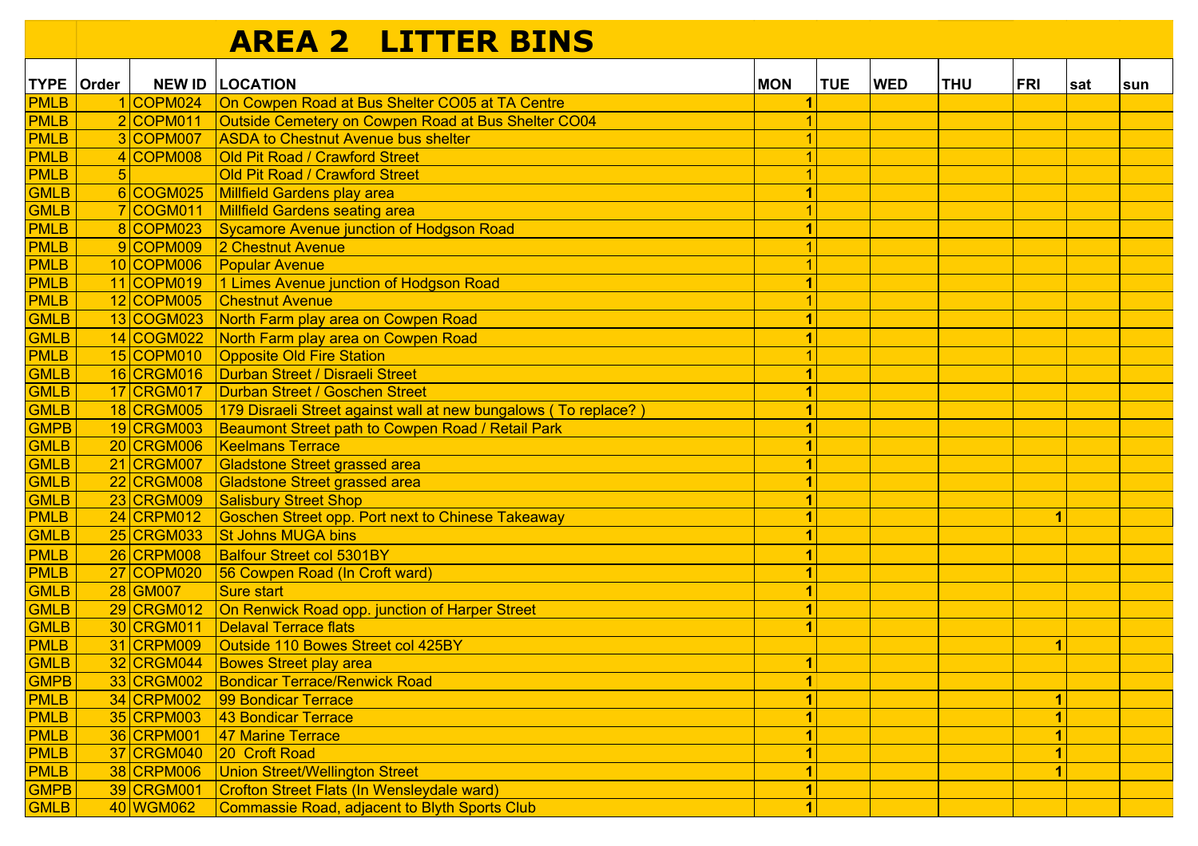# AREA 2 LITTER BINS

| TYPE | Order | NEW ID | LOCATION | MON | TUE | WED | THU | FRI | sat | sun |
|---|---|---|---|---|---|---|---|---|---|---|
| PMLB | 1 | COPM024 | On Cowpen Road at Bus Shelter CO05 at TA Centre | 1 | | | | | | |
| PMLB | 2 | COPM011 | Outside Cemetery on Cowpen Road at Bus Shelter CO04 | 1 | | | | | | |
| PMLB | 3 | COPM007 | ASDA to Chestnut Avenue bus shelter | 1 | | | | | | |
| PMLB | 4 | COPM008 | Old Pit Road / Crawford Street | 1 | | | | | | |
| PMLB | 5 | | Old Pit Road / Crawford Street | 1 | | | | | | |
| GMLB | 6 | COGM025 | Millfield Gardens play area | 1 | | | | | | |
| GMLB | 7 | COGM011 | Millfield Gardens seating area | 1 | | | | | | |
| PMLB | 8 | COPM023 | Sycamore Avenue junction of Hodgson Road | 1 | | | | | | |
| PMLB | 9 | COPM009 | 2 Chestnut Avenue | 1 | | | | | | |
| PMLB | 10 | COPM006 | Popular Avenue | 1 | | | | | | |
| PMLB | 11 | COPM019 | 1 Limes Avenue junction of Hodgson Road | 1 | | | | | | |
| PMLB | 12 | COPM005 | Chestnut Avenue | 1 | | | | | | |
| GMLB | 13 | COGM023 | North Farm play area on Cowpen Road | 1 | | | | | | |
| GMLB | 14 | COGM022 | North Farm play area on Cowpen Road | 1 | | | | | | |
| PMLB | 15 | COPM010 | Opposite Old Fire Station | 1 | | | | | | |
| GMLB | 16 | CRGM016 | Durban Street / Disraeli Street | 1 | | | | | | |
| GMLB | 17 | CRGM017 | Durban Street / Goschen Street | 1 | | | | | | |
| GMLB | 18 | CRGM005 | 179 Disraeli Street against wall at new bungalows ( To replace? ) | 1 | | | | | | |
| GMPB | 19 | CRGM003 | Beaumont Street path to Cowpen Road / Retail Park | 1 | | | | | | |
| GMLB | 20 | CRGM006 | Keelmans Terrace | 1 | | | | | | |
| GMLB | 21 | CRGM007 | Gladstone Street grassed area | 1 | | | | | | |
| GMLB | 22 | CRGM008 | Gladstone Street grassed area | 1 | | | | | | |
| GMLB | 23 | CRGM009 | Salisbury Street Shop | 1 | | | | | | |
| PMLB | 24 | CRPM012 | Goschen Street opp. Port next to Chinese Takeaway | 1 | | | | 1 | | |
| GMLB | 25 | CRGM033 | St Johns MUGA bins | 1 | | | | | | |
| PMLB | 26 | CRPM008 | Balfour Street col 5301BY | 1 | | | | | | |
| PMLB | 27 | COPM020 | 56 Cowpen Road (In Croft ward) | 1 | | | | | | |
| GMLB | 28 | GM007 | Sure start | 1 | | | | | | |
| GMLB | 29 | CRGM012 | On Renwick Road opp. junction of Harper Street | 1 | | | | | | |
| GMLB | 30 | CRGM011 | Delaval Terrace flats | 1 | | | | | | |
| PMLB | 31 | CRPM009 | Outside 110 Bowes Street col 425BY | | | | | 1 | | |
| GMLB | 32 | CRGM044 | Bowes Street play area | 1 | | | | | | |
| GMPB | 33 | CRGM002 | Bondicar Terrace/Renwick Road | 1 | | | | | | |
| PMLB | 34 | CRPM002 | 99 Bondicar Terrace | 1 | | | | 1 | | |
| PMLB | 35 | CRPM003 | 43 Bondicar Terrace | 1 | | | | 1 | | |
| PMLB | 36 | CRPM001 | 47 Marine Terrace | 1 | | | | 1 | | |
| PMLB | 37 | CRGM040 | 20 Croft Road | 1 | | | | 1 | | |
| PMLB | 38 | CRPM006 | Union Street/Wellington Street | 1 | | | | 1 | | |
| GMPB | 39 | CRGM001 | Crofton Street Flats (In Wensleydale ward) | 1 | | | | | | |
| GMLB | 40 | WGM062 | Commassie Road, adjacent to Blyth Sports Club | 1 | | | | | | |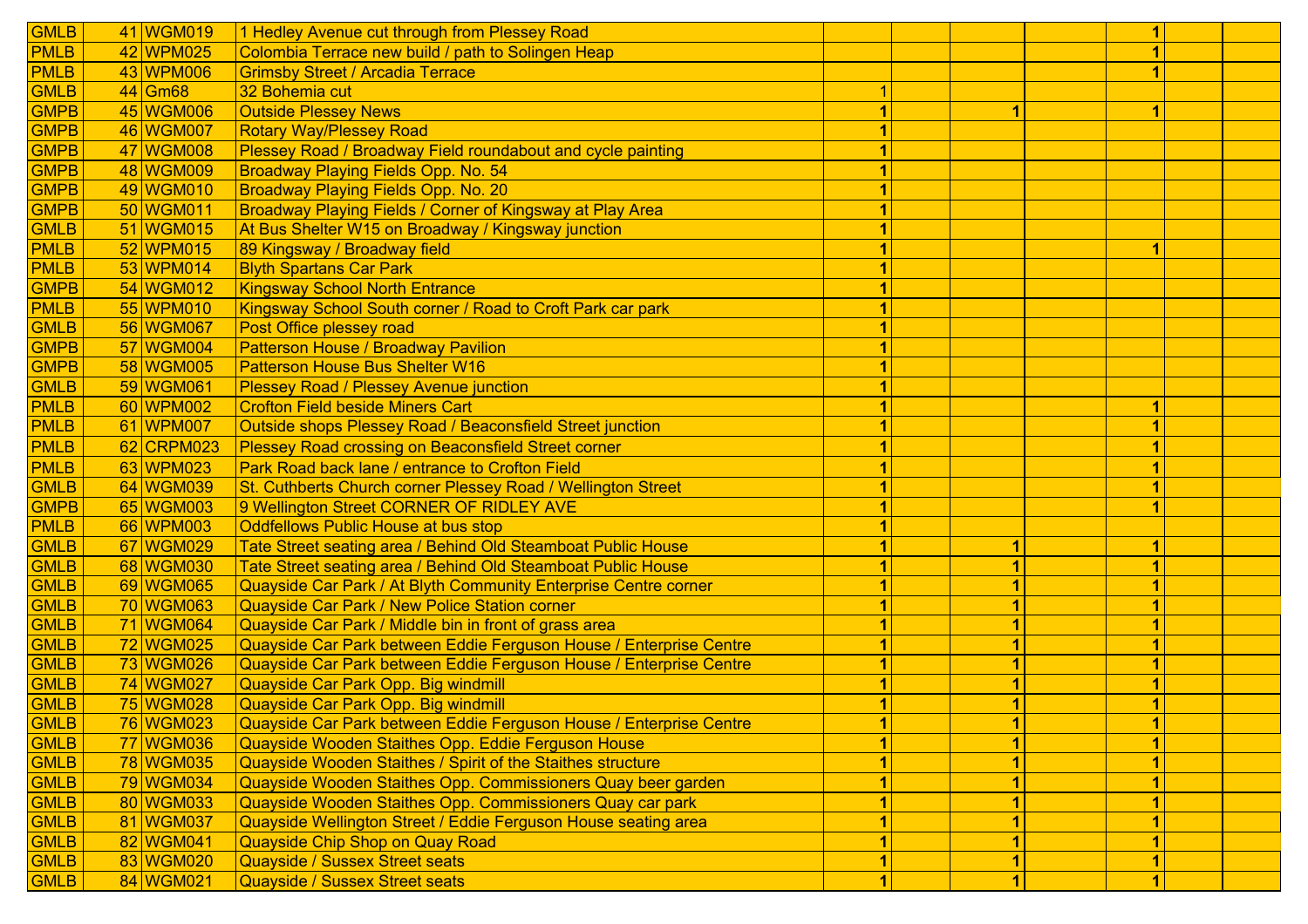| | | | | | | | | | | |
|---|---|---|---|---|---|---|---|---|---|---|
| GMLB | 41 | WGM019 | 1 Hedley Avenue cut through from Plessey Road | | | | | 1 | | |
| PMLB | 42 | WPM025 | Colombia Terrace new build / path to Solingen Heap | | | | | 1 | | |
| PMLB | 43 | WPM006 | Grimsby Street / Arcadia Terrace | | | | | 1 | | |
| GMLB | 44 | Gm68 | 32 Bohemia cut | 1 | | | | | | |
| GMPB | 45 | WGM006 | Outside Plessey News | 1 | | 1 | | 1 | | |
| GMPB | 46 | WGM007 | Rotary Way/Plessey Road | 1 | | | | | | |
| GMPB | 47 | WGM008 | Plessey Road / Broadway Field roundabout and cycle painting | 1 | | | | | | |
| GMPB | 48 | WGM009 | Broadway Playing Fields Opp. No. 54 | 1 | | | | | | |
| GMPB | 49 | WGM010 | Broadway Playing Fields Opp. No. 20 | 1 | | | | | | |
| GMPB | 50 | WGM011 | Broadway Playing Fields / Corner of Kingsway at Play Area | 1 | | | | | | |
| GMLB | 51 | WGM015 | At Bus Shelter W15 on Broadway / Kingsway junction | 1 | | | | | | |
| PMLB | 52 | WPM015 | 89 Kingsway / Broadway field | 1 | | | | 1 | | |
| PMLB | 53 | WPM014 | Blyth Spartans Car Park | 1 | | | | | | |
| GMPB | 54 | WGM012 | Kingsway School North Entrance | 1 | | | | | | |
| PMLB | 55 | WPM010 | Kingsway School South corner / Road to Croft Park car park | 1 | | | | | | |
| GMLB | 56 | WGM067 | Post Office plessey road | 1 | | | | | | |
| GMPB | 57 | WGM004 | Patterson House / Broadway Pavilion | 1 | | | | | | |
| GMPB | 58 | WGM005 | Patterson House Bus Shelter W16 | 1 | | | | | | |
| GMLB | 59 | WGM061 | Plessey Road / Plessey Avenue junction | 1 | | | | | | |
| PMLB | 60 | WPM002 | Crofton Field beside Miners Cart | 1 | | | | 1 | | |
| PMLB | 61 | WPM007 | Outside shops Plessey Road / Beaconsfield Street junction | 1 | | | | 1 | | |
| PMLB | 62 | CRPM023 | Plessey Road crossing on Beaconsfield Street corner | 1 | | | | 1 | | |
| PMLB | 63 | WPM023 | Park Road back lane / entrance to Crofton Field | 1 | | | | 1 | | |
| GMLB | 64 | WGM039 | St. Cuthberts Church corner Plessey Road / Wellington Street | 1 | | | | 1 | | |
| GMPB | 65 | WGM003 | 9 Wellington Street CORNER OF RIDLEY AVE | 1 | | | | 1 | | |
| PMLB | 66 | WPM003 | Oddfellows Public House at bus stop | 1 | | | | | | |
| GMLB | 67 | WGM029 | Tate Street seating area / Behind Old Steamboat Public House | 1 | | 1 | | 1 | | |
| GMLB | 68 | WGM030 | Tate Street seating area / Behind Old Steamboat Public House | 1 | | 1 | | 1 | | |
| GMLB | 69 | WGM065 | Quayside Car Park / At Blyth Community Enterprise Centre corner | 1 | | 1 | | 1 | | |
| GMLB | 70 | WGM063 | Quayside Car Park / New Police Station corner | 1 | | 1 | | 1 | | |
| GMLB | 71 | WGM064 | Quayside Car Park / Middle bin in front of grass area | 1 | | 1 | | 1 | | |
| GMLB | 72 | WGM025 | Quayside Car Park between Eddie Ferguson House / Enterprise Centre | 1 | | 1 | | 1 | | |
| GMLB | 73 | WGM026 | Quayside Car Park between Eddie Ferguson House / Enterprise Centre | 1 | | 1 | | 1 | | |
| GMLB | 74 | WGM027 | Quayside Car Park Opp. Big windmill | 1 | | 1 | | 1 | | |
| GMLB | 75 | WGM028 | Quayside Car Park Opp. Big windmill | 1 | | 1 | | 1 | | |
| GMLB | 76 | WGM023 | Quayside Car Park between Eddie Ferguson House / Enterprise Centre | 1 | | 1 | | 1 | | |
| GMLB | 77 | WGM036 | Quayside Wooden Staithes Opp. Eddie Ferguson House | 1 | | 1 | | 1 | | |
| GMLB | 78 | WGM035 | Quayside Wooden Staithes / Spirit of the Staithes structure | 1 | | 1 | | 1 | | |
| GMLB | 79 | WGM034 | Quayside Wooden Staithes Opp. Commissioners Quay beer garden | 1 | | 1 | | 1 | | |
| GMLB | 80 | WGM033 | Quayside Wooden Staithes Opp. Commissioners Quay car park | 1 | | 1 | | 1 | | |
| GMLB | 81 | WGM037 | Quayside Wellington Street / Eddie Ferguson House seating area | 1 | | 1 | | 1 | | |
| GMLB | 82 | WGM041 | Quayside Chip Shop on Quay Road | 1 | | 1 | | 1 | | |
| GMLB | 83 | WGM020 | Quayside / Sussex Street seats | 1 | | 1 | | 1 | | |
| GMLB | 84 | WGM021 | Quayside / Sussex Street seats | 1 | | 1 | | 1 | | |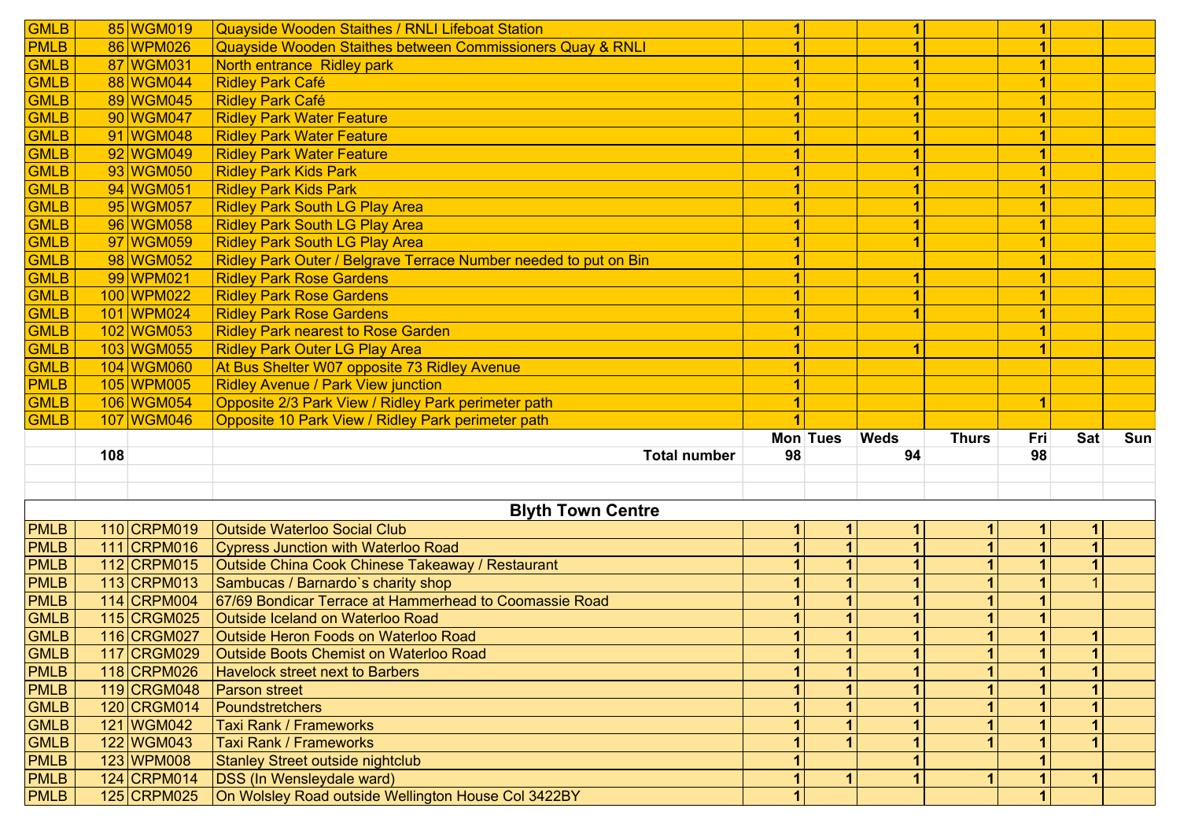| | | | | | | | | | | |
|---|---|---|---|---|---|---|---|---|---|---|
| GMLB | 85 | WGM019 | Quayside Wooden Staithes / RNLI Lifeboat Station | 1 | | 1 | | 1 | | |
| PMLB | 86 | WPM026 | Quayside Wooden Staithes between Commissioners Quay & RNLI | 1 | | 1 | | 1 | | |
| GMLB | 87 | WGM031 | North entrance Ridley park | 1 | | 1 | | 1 | | |
| GMLB | 88 | WGM044 | Ridley Park Café | 1 | | 1 | | 1 | | |
| GMLB | 89 | WGM045 | Ridley Park Café | 1 | | 1 | | 1 | | |
| GMLB | 90 | WGM047 | Ridley Park Water Feature | 1 | | 1 | | 1 | | |
| GMLB | 91 | WGM048 | Ridley Park Water Feature | 1 | | 1 | | 1 | | |
| GMLB | 92 | WGM049 | Ridley Park Water Feature | 1 | | 1 | | 1 | | |
| GMLB | 93 | WGM050 | Ridley Park Kids Park | 1 | | 1 | | 1 | | |
| GMLB | 94 | WGM051 | Ridley Park Kids Park | 1 | | 1 | | 1 | | |
| GMLB | 95 | WGM057 | Ridley Park South LG Play Area | 1 | | 1 | | 1 | | |
| GMLB | 96 | WGM058 | Ridley Park South LG Play Area | 1 | | 1 | | 1 | | |
| GMLB | 97 | WGM059 | Ridley Park South LG Play Area | 1 | | 1 | | 1 | | |
| GMLB | 98 | WGM052 | Ridley Park Outer / Belgrave Terrace Number needed to put on Bin | 1 | | | | 1 | | |
| GMLB | 99 | WPM021 | Ridley Park Rose Gardens | 1 | | 1 | | 1 | | |
| GMLB | 100 | WPM022 | Ridley Park Rose Gardens | 1 | | 1 | | 1 | | |
| GMLB | 101 | WPM024 | Ridley Park Rose Gardens | 1 | | 1 | | 1 | | |
| GMLB | 102 | WGM053 | Ridley Park nearest to Rose Garden | 1 | | | | 1 | | |
| GMLB | 103 | WGM055 | Ridley Park Outer LG Play Area | 1 | | 1 | | 1 | | |
| GMLB | 104 | WGM060 | At Bus Shelter W07 opposite 73 Ridley Avenue | 1 | | | | | | |
| PMLB | 105 | WPM005 | Ridley Avenue / Park View junction | 1 | | | | | | |
| GMLB | 106 | WGM054 | Opposite 2/3 Park View / Ridley Park perimeter path | 1 | | | | 1 | | |
| GMLB | 107 | WGM046 | Opposite 10 Park View / Ridley Park perimeter path | 1 | | | | | | |
| | | | | Mon | Tues | Weds | Thurs | Fri | Sat | Sun |
| | 108 | | Total number | 98 | | 94 | | 98 | | |

## Blyth Town Centre

| | | | | | | | | | | |
|---|---|---|---|---|---|---|---|---|---|---|
| PMLB | 110 | CRPM019 | Outside Waterloo Social Club | 1 | 1 | 1 | 1 | 1 | 1 | |
| PMLB | 111 | CRPM016 | Cypress Junction with Waterloo Road | 1 | 1 | 1 | 1 | 1 | 1 | |
| PMLB | 112 | CRPM015 | Outside China Cook Chinese Takeaway / Restaurant | 1 | 1 | 1 | 1 | 1 | 1 | |
| PMLB | 113 | CRPM013 | Sambucas / Barnardo`s charity shop | 1 | 1 | 1 | 1 | 1 | 1 | |
| PMLB | 114 | CRPM004 | 67/69 Bondicar Terrace at Hammerhead to Coomassie Road | 1 | 1 | 1 | 1 | 1 | | |
| GMLB | 115 | CRGM025 | Outside Iceland on Waterloo Road | 1 | 1 | 1 | 1 | 1 | | |
| GMLB | 116 | CRGM027 | Outside Heron Foods on Waterloo Road | 1 | 1 | 1 | 1 | 1 | 1 | |
| GMLB | 117 | CRGM029 | Outside Boots Chemist on Waterloo Road | 1 | 1 | 1 | 1 | 1 | 1 | |
| PMLB | 118 | CRPM026 | Havelock street next to Barbers | 1 | 1 | 1 | 1 | 1 | 1 | |
| PMLB | 119 | CRGM048 | Parson street | 1 | 1 | 1 | 1 | 1 | 1 | |
| GMLB | 120 | CRGM014 | Poundstretchers | 1 | 1 | 1 | 1 | 1 | 1 | |
| GMLB | 121 | WGM042 | Taxi Rank / Frameworks | 1 | 1 | 1 | 1 | 1 | 1 | |
| GMLB | 122 | WGM043 | Taxi Rank / Frameworks | 1 | 1 | 1 | 1 | 1 | 1 | |
| PMLB | 123 | WPM008 | Stanley Street outside nightclub | 1 | | 1 | | 1 | | |
| PMLB | 124 | CRPM014 | DSS (In Wensleydale ward) | 1 | 1 | 1 | 1 | 1 | 1 | |
| PMLB | 125 | CRPM025 | On Wolsley Road outside Wellington House Col 3422BY | 1 | | | | 1 | | |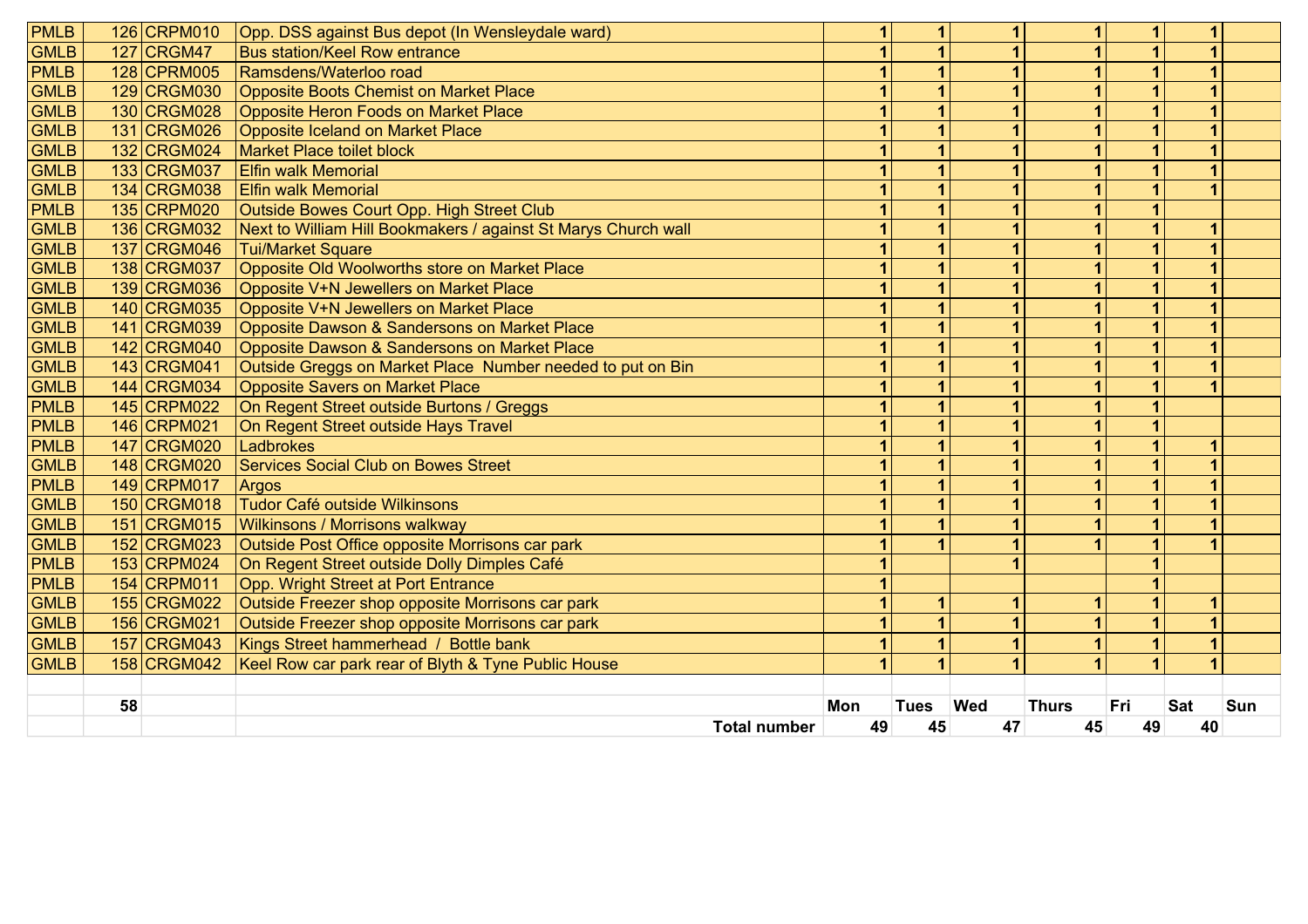| | | | | | | | | | | |
|---|---|---|---|---|---|---|---|---|---|---|
| PMLB | 126 | CRPM010 | Opp. DSS against Bus depot (In Wensleydale ward) | 1 | 1 | 1 | 1 | 1 | 1 | |
| GMLB | 127 | CRGM47 | Bus station/Keel Row entrance | 1 | 1 | 1 | 1 | 1 | 1 | |
| PMLB | 128 | CPRM005 | Ramsdens/Waterloo road | 1 | 1 | 1 | 1 | 1 | 1 | |
| GMLB | 129 | CRGM030 | Opposite Boots Chemist on Market Place | 1 | 1 | 1 | 1 | 1 | 1 | |
| GMLB | 130 | CRGM028 | Opposite Heron Foods on Market Place | 1 | 1 | 1 | 1 | 1 | 1 | |
| GMLB | 131 | CRGM026 | Opposite Iceland on Market Place | 1 | 1 | 1 | 1 | 1 | 1 | |
| GMLB | 132 | CRGM024 | Market Place toilet block | 1 | 1 | 1 | 1 | 1 | 1 | |
| GMLB | 133 | CRGM037 | Elfin walk Memorial | 1 | 1 | 1 | 1 | 1 | 1 | |
| GMLB | 134 | CRGM038 | Elfin walk Memorial | 1 | 1 | 1 | 1 | 1 | 1 | |
| PMLB | 135 | CRPM020 | Outside Bowes Court Opp. High Street Club | 1 | 1 | 1 | 1 | 1 | | |
| GMLB | 136 | CRGM032 | Next to William Hill Bookmakers / against St Marys Church wall | 1 | 1 | 1 | 1 | 1 | 1 | |
| GMLB | 137 | CRGM046 | Tui/Market Square | 1 | 1 | 1 | 1 | 1 | 1 | |
| GMLB | 138 | CRGM037 | Opposite Old Woolworths store on Market Place | 1 | 1 | 1 | 1 | 1 | 1 | |
| GMLB | 139 | CRGM036 | Opposite V+N Jewellers on Market Place | 1 | 1 | 1 | 1 | 1 | 1 | |
| GMLB | 140 | CRGM035 | Opposite V+N Jewellers on Market Place | 1 | 1 | 1 | 1 | 1 | 1 | |
| GMLB | 141 | CRGM039 | Opposite Dawson & Sandersons on Market Place | 1 | 1 | 1 | 1 | 1 | 1 | |
| GMLB | 142 | CRGM040 | Opposite Dawson & Sandersons on Market Place | 1 | 1 | 1 | 1 | 1 | 1 | |
| GMLB | 143 | CRGM041 | Outside Greggs on Market Place Number needed to put on Bin | 1 | 1 | 1 | 1 | 1 | 1 | |
| GMLB | 144 | CRGM034 | Opposite Savers on Market Place | 1 | 1 | 1 | 1 | 1 | 1 | |
| PMLB | 145 | CRPM022 | On Regent Street outside Burtons / Greggs | 1 | 1 | 1 | 1 | 1 | | |
| PMLB | 146 | CRPM021 | On Regent Street outside Hays Travel | 1 | 1 | 1 | 1 | 1 | | |
| PMLB | 147 | CRGM020 | Ladbrokes | 1 | 1 | 1 | 1 | 1 | 1 | |
| GMLB | 148 | CRGM020 | Services Social Club on Bowes Street | 1 | 1 | 1 | 1 | 1 | 1 | |
| PMLB | 149 | CRPM017 | Argos | 1 | 1 | 1 | 1 | 1 | 1 | |
| GMLB | 150 | CRGM018 | Tudor Café outside Wilkinsons | 1 | 1 | 1 | 1 | 1 | 1 | |
| GMLB | 151 | CRGM015 | Wilkinsons / Morrisons walkway | 1 | 1 | 1 | 1 | 1 | 1 | |
| GMLB | 152 | CRGM023 | Outside Post Office opposite Morrisons car park | 1 | 1 | 1 | 1 | 1 | 1 | |
| PMLB | 153 | CRPM024 | On Regent Street outside Dolly Dimples Café | 1 | | 1 | | 1 | | |
| PMLB | 154 | CRPM011 | Opp. Wright Street at Port Entrance | 1 | | | | 1 | | |
| GMLB | 155 | CRGM022 | Outside Freezer shop opposite Morrisons car park | 1 | 1 | 1 | 1 | 1 | 1 | |
| GMLB | 156 | CRGM021 | Outside Freezer shop opposite Morrisons car park | 1 | 1 | 1 | 1 | 1 | 1 | |
| GMLB | 157 | CRGM043 | Kings Street hammerhead / Bottle bank | 1 | 1 | 1 | 1 | 1 | 1 | |
| GMLB | 158 | CRGM042 | Keel Row car park rear of Blyth & Tyne Public House | 1 | 1 | 1 | 1 | 1 | 1 | |
| | | | | | | | | | | |
| | 58 | | | Mon | Tues | Wed | Thurs | Fri | Sat | Sun |
| | | | **Total number** | 49 | 45 | 47 | 45 | 49 | 40 | |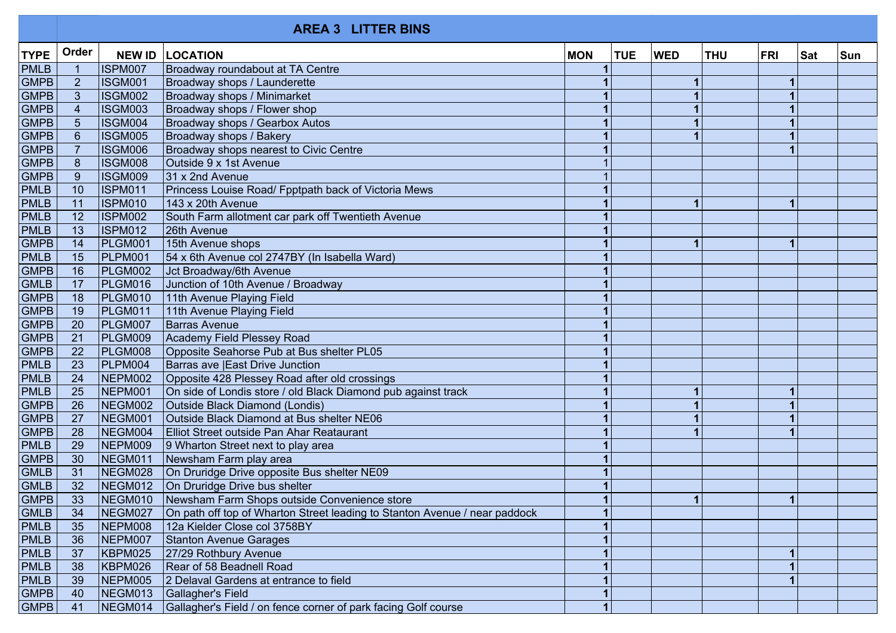| | AREA 3 LITTER BINS | | | | | | | | | |
|---|---|---|---|---|---|---|---|---|---|---|
| TYPE | Order | NEW ID | LOCATION | MON | TUE | WED | THU | FRI | Sat | Sun |
| PMLB | 1 | ISPM007 | Broadway roundabout at TA Centre | 1 | | | | | | |
| GMPB | 2 | ISGM001 | Broadway shops / Launderette | 1 | | 1 | | 1 | | |
| GMPB | 3 | ISGM002 | Broadway shops / Minimarket | 1 | | 1 | | 1 | | |
| GMPB | 4 | ISGM003 | Broadway shops / Flower shop | 1 | | 1 | | 1 | | |
| GMPB | 5 | ISGM004 | Broadway shops / Gearbox Autos | 1 | | 1 | | 1 | | |
| GMPB | 6 | ISGM005 | Broadway shops / Bakery | 1 | | 1 | | 1 | | |
| GMPB | 7 | ISGM006 | Broadway shops nearest to Civic Centre | 1 | | | | 1 | | |
| GMPB | 8 | ISGM008 | Outside 9 x 1st Avenue | 1 | | | | | | |
| GMPB | 9 | ISGM009 | 31 x 2nd Avenue | 1 | | | | | | |
| PMLB | 10 | ISPM011 | Princess Louise Road/ Fpptpath back of Victoria Mews | 1 | | | | | | |
| PMLB | 11 | ISPM010 | 143 x 20th Avenue | 1 | | 1 | | 1 | | |
| PMLB | 12 | ISPM002 | South Farm allotment car park off Twentieth Avenue | 1 | | | | | | |
| PMLB | 13 | ISPM012 | 26th Avenue | 1 | | | | | | |
| GMPB | 14 | PLGM001 | 15th Avenue shops | 1 | | 1 | | 1 | | |
| PMLB | 15 | PLPM001 | 54 x 6th Avenue col 2747BY (In Isabella Ward) | 1 | | | | | | |
| GMPB | 16 | PLGM002 | Jct Broadway/6th Avenue | 1 | | | | | | |
| GMLB | 17 | PLGM016 | Junction of 10th Avenue / Broadway | 1 | | | | | | |
| GMPB | 18 | PLGM010 | 11th Avenue Playing Field | 1 | | | | | | |
| GMPB | 19 | PLGM011 | 11th Avenue Playing Field | 1 | | | | | | |
| GMPB | 20 | PLGM007 | Barras Avenue | 1 | | | | | | |
| GMPB | 21 | PLGM009 | Academy Field Plessey Road | 1 | | | | | | |
| GMPB | 22 | PLGM008 | Opposite Seahorse Pub at Bus shelter PL05 | 1 | | | | | | |
| PMLB | 23 | PLPM004 | Barras ave \|East Drive Junction | 1 | | | | | | |
| PMLB | 24 | NEPM002 | Opposite 428 Plessey Road after old crossings | 1 | | | | | | |
| PMLB | 25 | NEPM001 | On side of Londis store / old Black Diamond pub against track | 1 | | 1 | | 1 | | |
| GMPB | 26 | NEGM002 | Outside Black Diamond (Londis) | 1 | | 1 | | 1 | | |
| GMPB | 27 | NEGM001 | Outside Black Diamond at Bus shelter NE06 | 1 | | 1 | | 1 | | |
| GMPB | 28 | NEGM004 | Elliot Street outside Pan Ahar Reataurant | 1 | | 1 | | 1 | | |
| PMLB | 29 | NEPM009 | 9 Wharton Street next to play area | 1 | | | | | | |
| GMPB | 30 | NEGM011 | Newsham Farm play area | 1 | | | | | | |
| GMLB | 31 | NEGM028 | On Druridge Drive opposite Bus shelter NE09 | 1 | | | | | | |
| GMLB | 32 | NEGM012 | On Druridge Drive bus shelter | 1 | | | | | | |
| GMPB | 33 | NEGM010 | Newsham Farm Shops outside Convenience store | 1 | | 1 | | 1 | | |
| GMLB | 34 | NEGM027 | On path off top of Wharton Street leading to Stanton Avenue / near paddock | 1 | | | | | | |
| PMLB | 35 | NEPM008 | 12a Kielder Close col 3758BY | 1 | | | | | | |
| PMLB | 36 | NEPM007 | Stanton Avenue Garages | 1 | | | | | | |
| PMLB | 37 | KBPM025 | 27/29 Rothbury Avenue | 1 | | | | 1 | | |
| PMLB | 38 | KBPM026 | Rear of 58 Beadnell Road | 1 | | | | 1 | | |
| PMLB | 39 | NEPM005 | 2 Delaval Gardens at entrance to field | 1 | | | | 1 | | |
| GMPB | 40 | NEGM013 | Gallagher's Field | 1 | | | | | | |
| GMPB | 41 | NEGM014 | Gallagher's Field / on fence corner of park facing Golf course | 1 | | | | | | |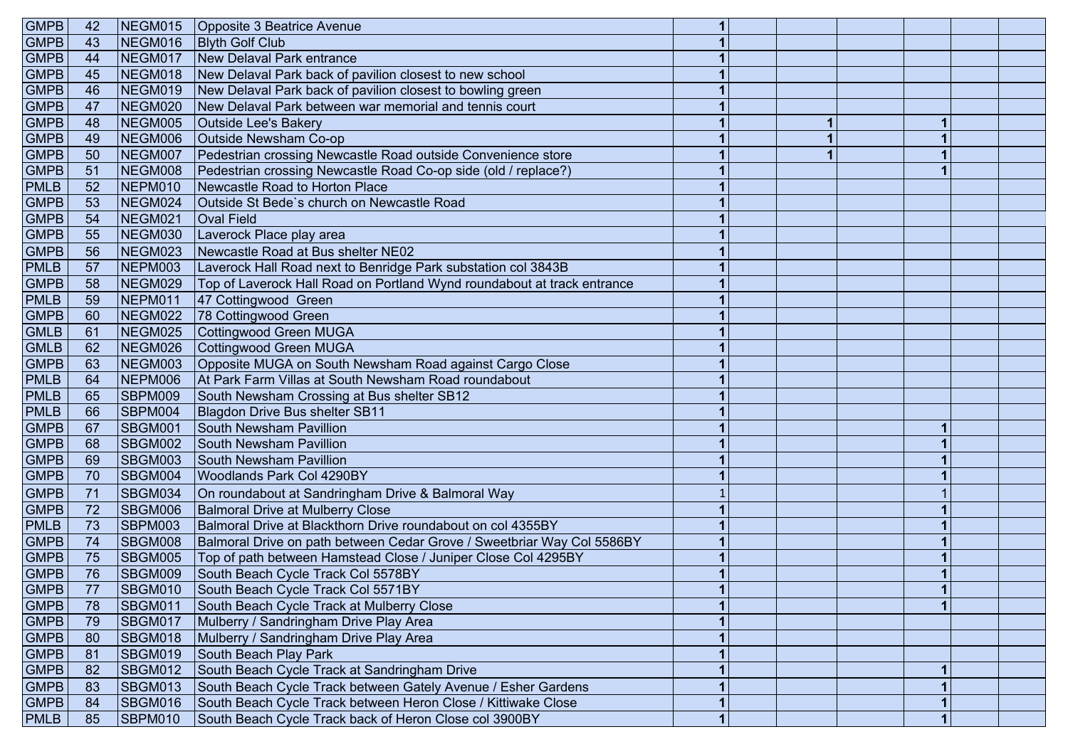| | | | | | | | | | | |
|---|---|---|---|---|---|---|---|---|---|---|
| GMPB | 42 | NEGM015 | Opposite 3 Beatrice Avenue | 1 | | | | | | |
| GMPB | 43 | NEGM016 | Blyth Golf Club | 1 | | | | | | |
| GMPB | 44 | NEGM017 | New Delaval Park entrance | 1 | | | | | | |
| GMPB | 45 | NEGM018 | New Delaval Park back of pavilion closest to new school | 1 | | | | | | |
| GMPB | 46 | NEGM019 | New Delaval Park back of pavilion closest to bowling green | 1 | | | | | | |
| GMPB | 47 | NEGM020 | New Delaval Park between war memorial and tennis court | 1 | | | | | | |
| GMPB | 48 | NEGM005 | Outside Lee's Bakery | 1 | | 1 | | 1 | | |
| GMPB | 49 | NEGM006 | Outside Newsham Co-op | 1 | | 1 | | 1 | | |
| GMPB | 50 | NEGM007 | Pedestrian crossing Newcastle Road outside Convenience store | 1 | | 1 | | 1 | | |
| GMPB | 51 | NEGM008 | Pedestrian crossing Newcastle Road Co-op side (old / replace?) | 1 | | | | 1 | | |
| PMLB | 52 | NEPM010 | Newcastle Road to Horton Place | 1 | | | | | | |
| GMPB | 53 | NEGM024 | Outside St Bede`s church on Newcastle Road | 1 | | | | | | |
| GMPB | 54 | NEGM021 | Oval Field | 1 | | | | | | |
| GMPB | 55 | NEGM030 | Laverock Place play area | 1 | | | | | | |
| GMPB | 56 | NEGM023 | Newcastle Road at Bus shelter NE02 | 1 | | | | | | |
| PMLB | 57 | NEPM003 | Laverock Hall Road next to Benridge Park substation col 3843B | 1 | | | | | | |
| GMPB | 58 | NEGM029 | Top of Laverock Hall Road on Portland Wynd roundabout at track entrance | 1 | | | | | | |
| PMLB | 59 | NEPM011 | 47 Cottingwood Green | 1 | | | | | | |
| GMPB | 60 | NEGM022 | 78 Cottingwood Green | 1 | | | | | | |
| GMLB | 61 | NEGM025 | Cottingwood Green MUGA | 1 | | | | | | |
| GMLB | 62 | NEGM026 | Cottingwood Green MUGA | 1 | | | | | | |
| GMPB | 63 | NEGM003 | Opposite MUGA on South Newsham Road against Cargo Close | 1 | | | | | | |
| PMLB | 64 | NEPM006 | At Park Farm Villas at South Newsham Road roundabout | 1 | | | | | | |
| PMLB | 65 | SBPM009 | South Newsham Crossing at Bus shelter SB12 | 1 | | | | | | |
| PMLB | 66 | SBPM004 | Blagdon Drive Bus shelter SB11 | 1 | | | | | | |
| GMPB | 67 | SBGM001 | South Newsham Pavillion | 1 | | | | 1 | | |
| GMPB | 68 | SBGM002 | South Newsham Pavillion | 1 | | | | 1 | | |
| GMPB | 69 | SBGM003 | South Newsham Pavillion | 1 | | | | 1 | | |
| GMPB | 70 | SBGM004 | Woodlands Park Col 4290BY | 1 | | | | 1 | | |
| GMPB | 71 | SBGM034 | On roundabout at Sandringham Drive & Balmoral Way | 1 | | | | 1 | | |
| GMPB | 72 | SBGM006 | Balmoral Drive at Mulberry Close | 1 | | | | 1 | | |
| PMLB | 73 | SBPM003 | Balmoral Drive at Blackthorn Drive roundabout on col 4355BY | 1 | | | | 1 | | |
| GMPB | 74 | SBGM008 | Balmoral Drive on path between Cedar Grove / Sweetbriar Way Col 5586BY | 1 | | | | 1 | | |
| GMPB | 75 | SBGM005 | Top of path between Hamstead Close / Juniper Close Col 4295BY | 1 | | | | 1 | | |
| GMPB | 76 | SBGM009 | South Beach Cycle Track Col 5578BY | 1 | | | | 1 | | |
| GMPB | 77 | SBGM010 | South Beach Cycle Track Col 5571BY | 1 | | | | 1 | | |
| GMPB | 78 | SBGM011 | South Beach Cycle Track at Mulberry Close | 1 | | | | 1 | | |
| GMPB | 79 | SBGM017 | Mulberry / Sandringham Drive Play Area | 1 | | | | | | |
| GMPB | 80 | SBGM018 | Mulberry / Sandringham Drive Play Area | 1 | | | | | | |
| GMPB | 81 | SBGM019 | South Beach Play Park | 1 | | | | | | |
| GMPB | 82 | SBGM012 | South Beach Cycle Track at Sandringham Drive | 1 | | | | 1 | | |
| GMPB | 83 | SBGM013 | South Beach Cycle Track between Gately Avenue / Esher Gardens | 1 | | | | 1 | | |
| GMPB | 84 | SBGM016 | South Beach Cycle Track between Heron Close / Kittiwake Close | 1 | | | | 1 | | |
| PMLB | 85 | SBPM010 | South Beach Cycle Track back of Heron Close col 3900BY | 1 | | | | 1 | | |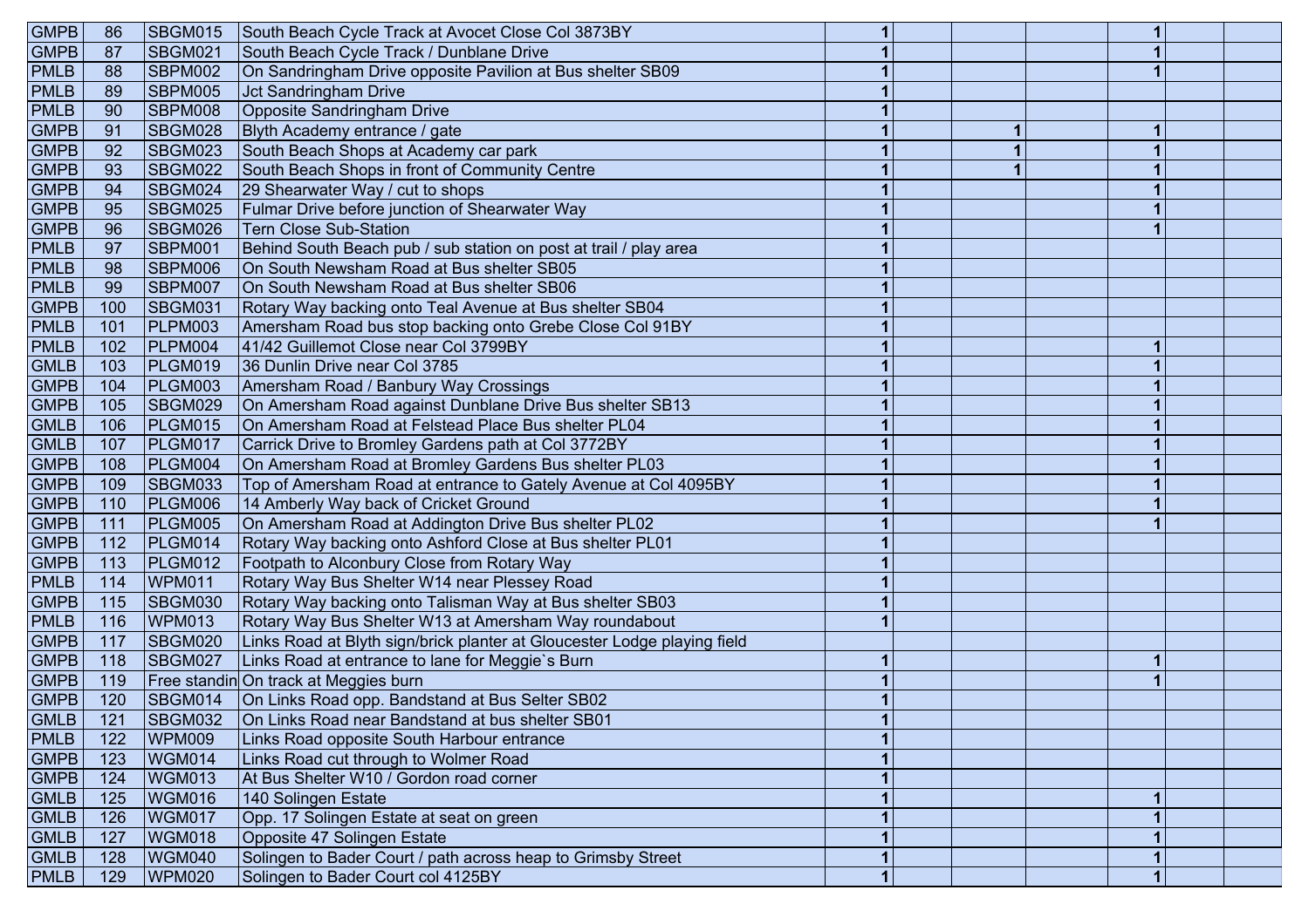| | | | | | | | | | | |
|---|---|---|---|---|---|---|---|---|---|---|
| GMPB | 86 | SBGM015 | South Beach Cycle Track at Avocet Close Col 3873BY | 1 | | | | 1 | | |
| GMPB | 87 | SBGM021 | South Beach Cycle Track / Dunblane Drive | 1 | | | | 1 | | |
| PMLB | 88 | SBPM002 | On Sandringham Drive opposite Pavilion at Bus shelter SB09 | 1 | | | | 1 | | |
| PMLB | 89 | SBPM005 | Jct Sandringham Drive | 1 | | | | | | |
| PMLB | 90 | SBPM008 | Opposite Sandringham Drive | 1 | | | | | | |
| GMPB | 91 | SBGM028 | Blyth Academy entrance / gate | 1 | | 1 | | 1 | | |
| GMPB | 92 | SBGM023 | South Beach Shops at Academy car park | 1 | | 1 | | 1 | | |
| GMPB | 93 | SBGM022 | South Beach Shops in front of Community Centre | 1 | | 1 | | 1 | | |
| GMPB | 94 | SBGM024 | 29 Shearwater Way / cut to shops | 1 | | | | 1 | | |
| GMPB | 95 | SBGM025 | Fulmar Drive before junction of Shearwater Way | 1 | | | | 1 | | |
| GMPB | 96 | SBGM026 | Tern Close Sub-Station | 1 | | | | 1 | | |
| PMLB | 97 | SBPM001 | Behind South Beach pub / sub station on post at trail / play area | 1 | | | | | | |
| PMLB | 98 | SBPM006 | On South Newsham Road at Bus shelter SB05 | 1 | | | | | | |
| PMLB | 99 | SBPM007 | On South Newsham Road at Bus shelter SB06 | 1 | | | | | | |
| GMPB | 100 | SBGM031 | Rotary Way backing onto Teal Avenue at Bus shelter SB04 | 1 | | | | | | |
| PMLB | 101 | PLPM003 | Amersham Road bus stop backing onto Grebe Close Col 91BY | 1 | | | | | | |
| PMLB | 102 | PLPM004 | 41/42 Guillemot Close near Col 3799BY | 1 | | | | 1 | | |
| GMLB | 103 | PLGM019 | 36 Dunlin Drive near Col 3785 | 1 | | | | 1 | | |
| GMPB | 104 | PLGM003 | Amersham Road / Banbury Way Crossings | 1 | | | | 1 | | |
| GMPB | 105 | SBGM029 | On Amersham Road against Dunblane Drive Bus shelter SB13 | 1 | | | | 1 | | |
| GMLB | 106 | PLGM015 | On Amersham Road at Felstead Place Bus shelter PL04 | 1 | | | | 1 | | |
| GMLB | 107 | PLGM017 | Carrick Drive to Bromley Gardens path at Col 3772BY | 1 | | | | 1 | | |
| GMPB | 108 | PLGM004 | On Amersham Road at Bromley Gardens Bus shelter PL03 | 1 | | | | 1 | | |
| GMPB | 109 | SBGM033 | Top of Amersham Road at entrance to Gately Avenue at Col 4095BY | 1 | | | | 1 | | |
| GMPB | 110 | PLGM006 | 14 Amberly Way back of Cricket Ground | 1 | | | | 1 | | |
| GMPB | 111 | PLGM005 | On Amersham Road at Addington Drive Bus shelter PL02 | 1 | | | | 1 | | |
| GMPB | 112 | PLGM014 | Rotary Way backing onto Ashford Close at Bus shelter PL01 | 1 | | | | | | |
| GMPB | 113 | PLGM012 | Footpath to Alconbury Close from Rotary Way | 1 | | | | | | |
| PMLB | 114 | WPM011 | Rotary Way Bus Shelter W14 near Plessey Road | 1 | | | | | | |
| GMPB | 115 | SBGM030 | Rotary Way backing onto Talisman Way at Bus shelter SB03 | 1 | | | | | | |
| PMLB | 116 | WPM013 | Rotary Way Bus Shelter W13 at Amersham Way roundabout | 1 | | | | | | |
| GMPB | 117 | SBGM020 | Links Road at Blyth sign/brick planter at Gloucester Lodge playing field | | | | | | | |
| GMPB | 118 | SBGM027 | Links Road at entrance to lane for Meggie`s Burn | 1 | | | | 1 | | |
| GMPB | 119 | Free standin | On track at Meggies burn | 1 | | | | 1 | | |
| GMPB | 120 | SBGM014 | On Links Road opp. Bandstand at Bus Selter SB02 | 1 | | | | | | |
| GMLB | 121 | SBGM032 | On Links Road near Bandstand at bus shelter SB01 | 1 | | | | | | |
| PMLB | 122 | WPM009 | Links Road opposite South Harbour entrance | 1 | | | | | | |
| GMPB | 123 | WGM014 | Links Road cut through to Wolmer Road | 1 | | | | | | |
| GMPB | 124 | WGM013 | At Bus Shelter W10 / Gordon road corner | 1 | | | | | | |
| GMLB | 125 | WGM016 | 140 Solingen Estate | 1 | | | | 1 | | |
| GMLB | 126 | WGM017 | Opp. 17 Solingen Estate at seat on green | 1 | | | | 1 | | |
| GMLB | 127 | WGM018 | Opposite 47 Solingen Estate | 1 | | | | 1 | | |
| GMLB | 128 | WGM040 | Solingen to Bader Court / path across heap to Grimsby Street | 1 | | | | 1 | | |
| PMLB | 129 | WPM020 | Solingen to Bader Court col 4125BY | 1 | | | | 1 | | |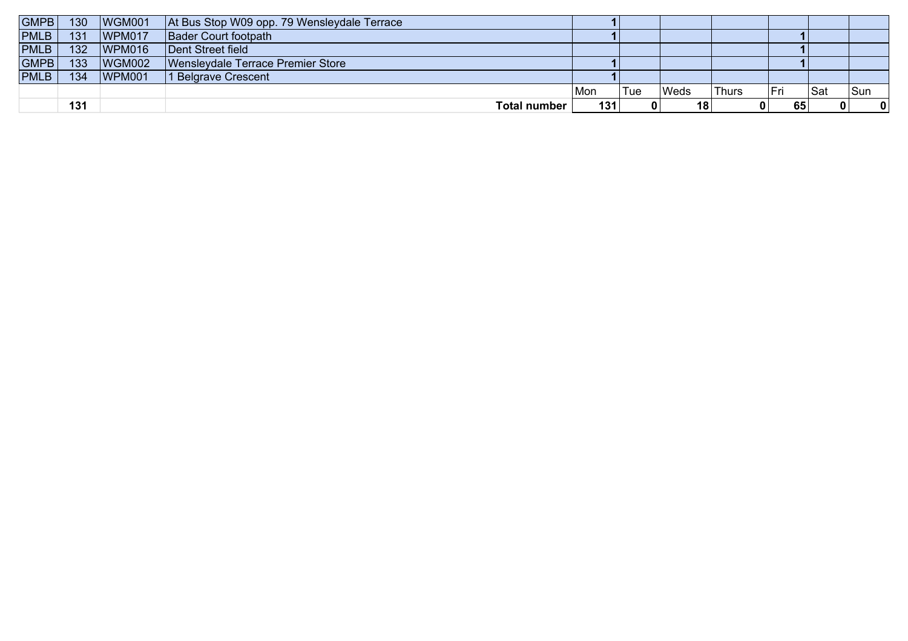| | | | | | | | | | | |
|---|---|---|---|---|---|---|---|---|---|---|
| GMPB | 130 | WGM001 | At Bus Stop W09 opp. 79 Wensleydale Terrace | 1 | | | | | | |
| PMLB | 131 | WPM017 | Bader Court footpath | 1 | | | | 1 | | |
| PMLB | 132 | WPM016 | Dent Street field | | | | | 1 | | |
| GMPB | 133 | WGM002 | Wensleydale Terrace Premier Store | 1 | | | | 1 | | |
| PMLB | 134 | WPM001 | 1 Belgrave Crescent | 1 | | | | | | |
| | | | | Mon | Tue | Weds | Thurs | Fri | Sat | Sun |
| | **131** | | **Total number** | **131** | **0** | **18** | **0** | **65** | **0** | **0** |